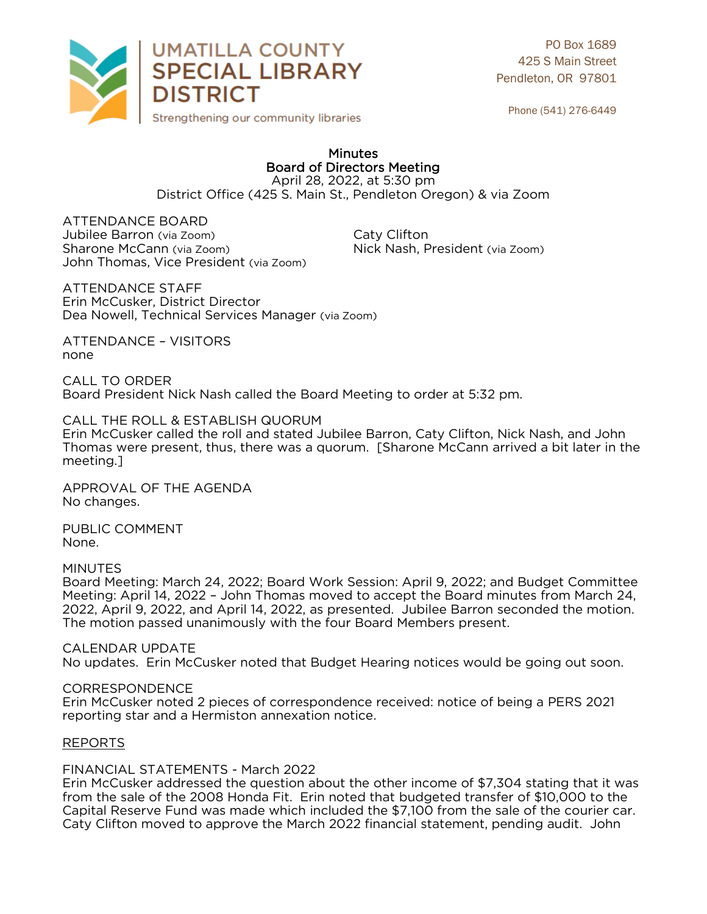UMATILLA COUNTY
SPECIAL LIBRARY
DISTRICT
Strengthening our community libraries

PO Box 1689
425 S Main Street
Pendleton, OR 97801

Phone (541) 276-6449

# Minutes
## Board of Directors Meeting
April 28, 2022, at 5:30 pm
District Office (425 S. Main St., Pendleton Oregon) & via Zoom

ATTENDANCE BOARD
Jubilee Barron (via Zoom)
Sharone McCann (via Zoom)
John Thomas, Vice President (via Zoom)
Caty Clifton
Nick Nash, President (via Zoom)

ATTENDANCE STAFF
Erin McCusker, District Director
Dea Nowell, Technical Services Manager (via Zoom)

ATTENDANCE – VISITORS
none

CALL TO ORDER
Board President Nick Nash called the Board Meeting to order at 5:32 pm.

CALL THE ROLL & ESTABLISH QUORUM
Erin McCusker called the roll and stated Jubilee Barron, Caty Clifton, Nick Nash, and John Thomas were present, thus, there was a quorum. [Sharone McCann arrived a bit later in the meeting.]

APPROVAL OF THE AGENDA
No changes.

PUBLIC COMMENT
None.

MINUTES
Board Meeting: March 24, 2022; Board Work Session: April 9, 2022; and Budget Committee Meeting: April 14, 2022 – John Thomas moved to accept the Board minutes from March 24, 2022, April 9, 2022, and April 14, 2022, as presented. Jubilee Barron seconded the motion. The motion passed unanimously with the four Board Members present.

CALENDAR UPDATE
No updates. Erin McCusker noted that Budget Hearing notices would be going out soon.

CORRESPONDENCE
Erin McCusker noted 2 pieces of correspondence received: notice of being a PERS 2021 reporting star and a Hermiston annexation notice.

REPORTS

FINANCIAL STATEMENTS - March 2022
Erin McCusker addressed the question about the other income of $7,304 stating that it was from the sale of the 2008 Honda Fit. Erin noted that budgeted transfer of $10,000 to the Capital Reserve Fund was made which included the $7,100 from the sale of the courier car. Caty Clifton moved to approve the March 2022 financial statement, pending audit. John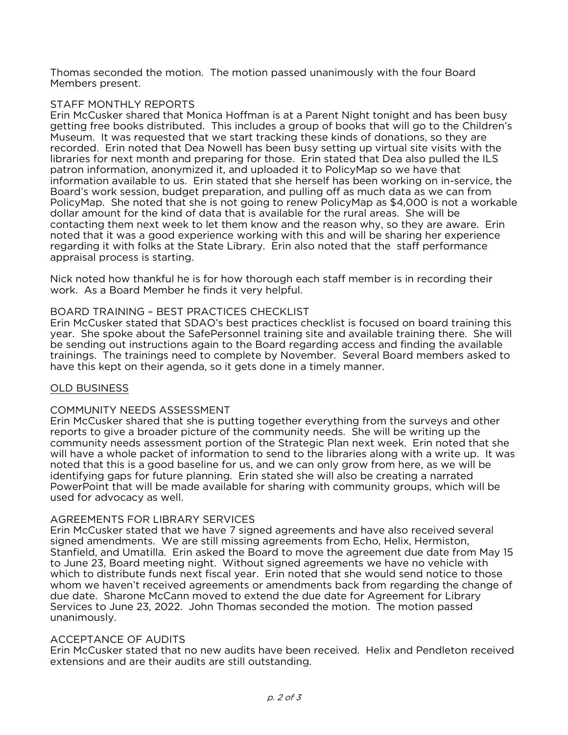Thomas seconded the motion. The motion passed unanimously with the four Board Members present.

STAFF MONTHLY REPORTS

Erin McCusker shared that Monica Hoffman is at a Parent Night tonight and has been busy getting free books distributed. This includes a group of books that will go to the Children's Museum. It was requested that we start tracking these kinds of donations, so they are recorded. Erin noted that Dea Nowell has been busy setting up virtual site visits with the libraries for next month and preparing for those. Erin stated that Dea also pulled the ILS patron information, anonymized it, and uploaded it to PolicyMap so we have that information available to us. Erin stated that she herself has been working on in-service, the Board's work session, budget preparation, and pulling off as much data as we can from PolicyMap. She noted that she is not going to renew PolicyMap as $4,000 is not a workable dollar amount for the kind of data that is available for the rural areas. She will be contacting them next week to let them know and the reason why, so they are aware. Erin noted that it was a good experience working with this and will be sharing her experience regarding it with folks at the State Library. Erin also noted that the staff performance appraisal process is starting.

Nick noted how thankful he is for how thorough each staff member is in recording their work. As a Board Member he finds it very helpful.

BOARD TRAINING – BEST PRACTICES CHECKLIST

Erin McCusker stated that SDAO's best practices checklist is focused on board training this year. She spoke about the SafePersonnel training site and available training there. She will be sending out instructions again to the Board regarding access and finding the available trainings. The trainings need to complete by November. Several Board members asked to have this kept on their agenda, so it gets done in a timely manner.

<u>OLD BUSINESS</u>

COMMUNITY NEEDS ASSESSMENT

Erin McCusker shared that she is putting together everything from the surveys and other reports to give a broader picture of the community needs. She will be writing up the community needs assessment portion of the Strategic Plan next week. Erin noted that she will have a whole packet of information to send to the libraries along with a write up. It was noted that this is a good baseline for us, and we can only grow from here, as we will be identifying gaps for future planning. Erin stated she will also be creating a narrated PowerPoint that will be made available for sharing with community groups, which will be used for advocacy as well.

AGREEMENTS FOR LIBRARY SERVICES

Erin McCusker stated that we have 7 signed agreements and have also received several signed amendments. We are still missing agreements from Echo, Helix, Hermiston, Stanfield, and Umatilla. Erin asked the Board to move the agreement due date from May 15 to June 23, Board meeting night. Without signed agreements we have no vehicle with which to distribute funds next fiscal year. Erin noted that she would send notice to those whom we haven't received agreements or amendments back from regarding the change of due date. Sharone McCann moved to extend the due date for Agreement for Library Services to June 23, 2022. John Thomas seconded the motion. The motion passed unanimously.

ACCEPTANCE OF AUDITS

Erin McCusker stated that no new audits have been received. Helix and Pendleton received extensions and are their audits are still outstanding.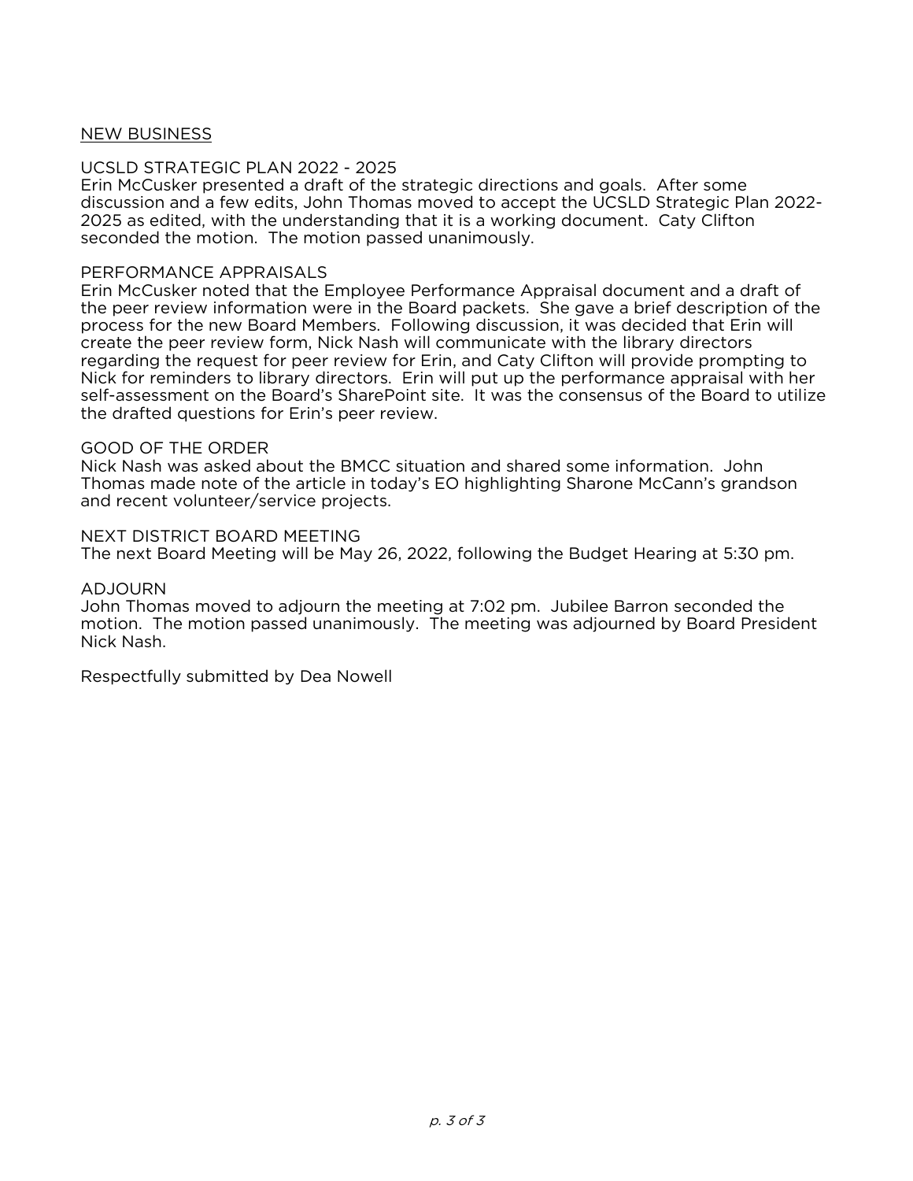## NEW BUSINESS

### UCSLD STRATEGIC PLAN 2022 - 2025

Erin McCusker presented a draft of the strategic directions and goals. After some discussion and a few edits, John Thomas moved to accept the UCSLD Strategic Plan 2022-2025 as edited, with the understanding that it is a working document. Caty Clifton seconded the motion. The motion passed unanimously.

### PERFORMANCE APPRAISALS

Erin McCusker noted that the Employee Performance Appraisal document and a draft of the peer review information were in the Board packets. She gave a brief description of the process for the new Board Members. Following discussion, it was decided that Erin will create the peer review form, Nick Nash will communicate with the library directors regarding the request for peer review for Erin, and Caty Clifton will provide prompting to Nick for reminders to library directors. Erin will put up the performance appraisal with her self-assessment on the Board's SharePoint site. It was the consensus of the Board to utilize the drafted questions for Erin's peer review.

### GOOD OF THE ORDER

Nick Nash was asked about the BMCC situation and shared some information. John Thomas made note of the article in today's EO highlighting Sharone McCann's grandson and recent volunteer/service projects.

### NEXT DISTRICT BOARD MEETING

The next Board Meeting will be May 26, 2022, following the Budget Hearing at 5:30 pm.

### ADJOURN

John Thomas moved to adjourn the meeting at 7:02 pm. Jubilee Barron seconded the motion. The motion passed unanimously. The meeting was adjourned by Board President Nick Nash.

Respectfully submitted by Dea Nowell